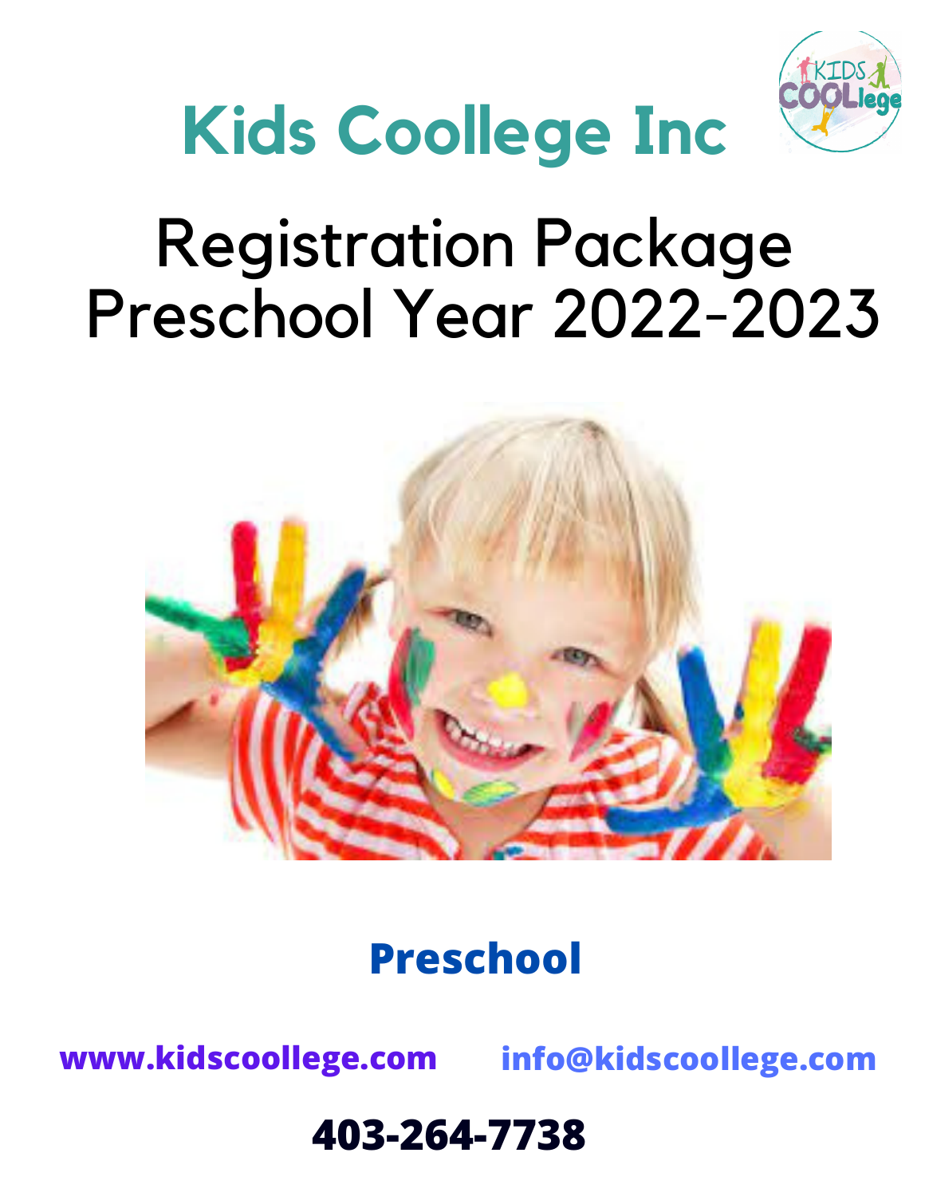# Kids Coollege Inc

## Registration Package
## Preschool Year 2022-2023

**Preschool**

**www.kidscoollege.com** **info@kidscoollege.com**

**403-264-7738**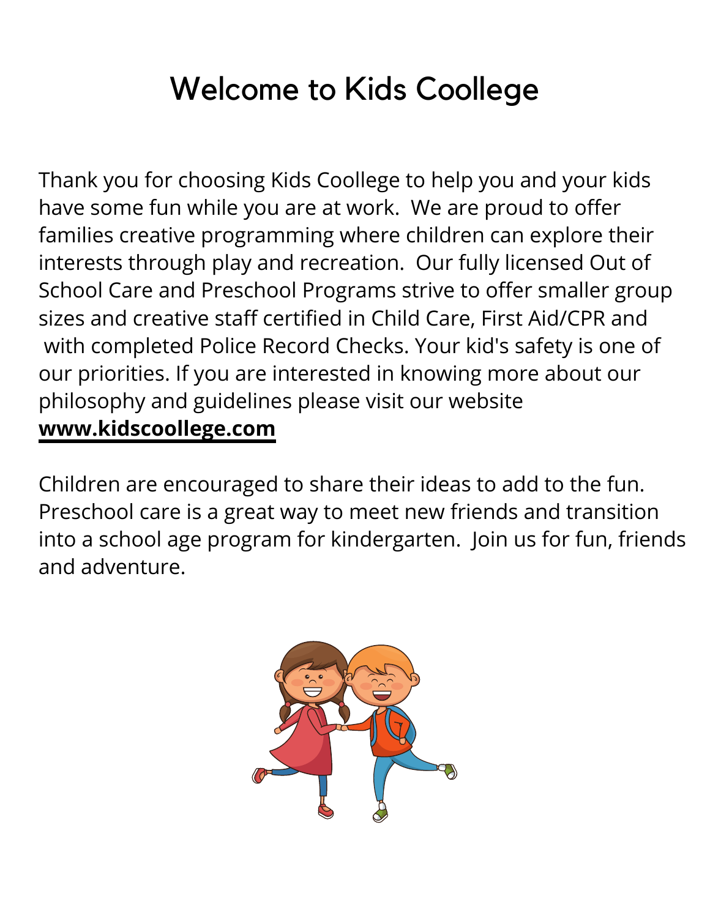# Welcome to Kids Coollege

Thank you for choosing Kids Coollege to help you and your kids have some fun while you are at work. We are proud to offer families creative programming where children can explore their interests through play and recreation. Our fully licensed Out of School Care and Preschool Programs strive to offer smaller group sizes and creative staff certified in Child Care, First Aid/CPR and with completed Police Record Checks. Your kid's safety is one of our priorities. If you are interested in knowing more about our philosophy and guidelines please visit our website **www.kidscoollege.com**

Children are encouraged to share their ideas to add to the fun. Preschool care is a great way to meet new friends and transition into a school age program for kindergarten. Join us for fun, friends and adventure.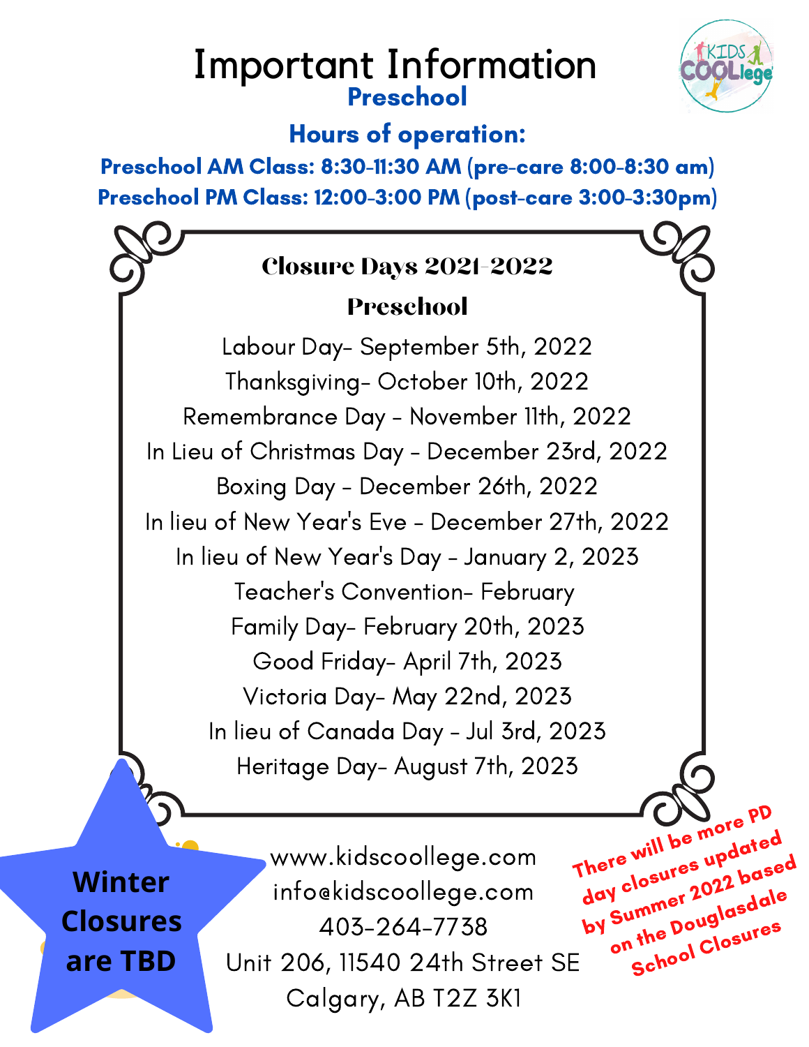# Important Information

## Preschool

### Hours of operation:

**Preschool AM Class: 8:30-11:30 AM (pre-care 8:00-8:30 am)**
**Preschool PM Class: 12:00-3:00 PM (post-care 3:00-3:30pm)**

## Closure Days 2021-2022

### Preschool

Labour Day- September 5th, 2022
Thanksgiving- October 10th, 2022
Remembrance Day - November 11th, 2022
In Lieu of Christmas Day - December 23rd, 2022
Boxing Day - December 26th, 2022
In lieu of New Year's Eve - December 27th, 2022
In lieu of New Year's Day - January 2, 2023
Teacher's Convention- February
Family Day- February 20th, 2023
Good Friday- April 7th, 2023
Victoria Day- May 22nd, 2023
In lieu of Canada Day - Jul 3rd, 2023
Heritage Day- August 7th, 2023

**Winter Closures are TBD**

www.kidscoollege.com
info@kidscoollege.com
403-264-7738
Unit 206, 11540 24th Street SE
Calgary, AB T2Z 3K1

**There will be more PD day closures updated by Summer 2022 based on the Douglasdale School Closures**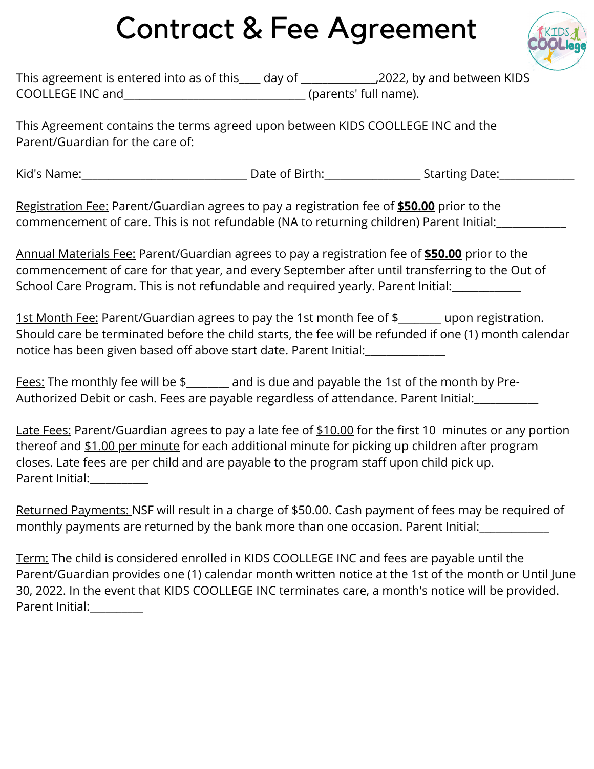# Contract & Fee Agreement

This agreement is entered into as of this____ day of _____________,2022, by and between KIDS COOLLEGE INC and________________________________ (parents' full name).

This Agreement contains the terms agreed upon between KIDS COOLLEGE INC and the Parent/Guardian for the care of:

Kid's Name:_____________________________ Date of Birth:________________ Starting Date:_____________

Registration Fee: Parent/Guardian agrees to pay a registration fee of **$50.00** prior to the commencement of care. This is not refundable (NA to returning children) Parent Initial:____________

Annual Materials Fee: Parent/Guardian agrees to pay a registration fee of **$50.00** prior to the commencement of care for that year, and every September after until transferring to the Out of School Care Program. This is not refundable and required yearly. Parent Initial:____________

1st Month Fee: Parent/Guardian agrees to pay the 1st month fee of $_______ upon registration. Should care be terminated before the child starts, the fee will be refunded if one (1) month calendar notice has been given based off above start date. Parent Initial:______________

Fees: The monthly fee will be $_______ and is due and payable the 1st of the month by Pre-Authorized Debit or cash. Fees are payable regardless of attendance. Parent Initial:___________

Late Fees: Parent/Guardian agrees to pay a late fee of $10.00 for the first 10 minutes or any portion thereof and $1.00 per minute for each additional minute for picking up children after program closes. Late fees are per child and are payable to the program staff upon child pick up. Parent Initial:__________

Returned Payments: NSF will result in a charge of $50.00. Cash payment of fees may be required of monthly payments are returned by the bank more than one occasion. Parent Initial:____________

Term: The child is considered enrolled in KIDS COOLLEGE INC and fees are payable until the Parent/Guardian provides one (1) calendar month written notice at the 1st of the month or Until June 30, 2022. In the event that KIDS COOLLEGE INC terminates care, a month's notice will be provided. Parent Initial:_________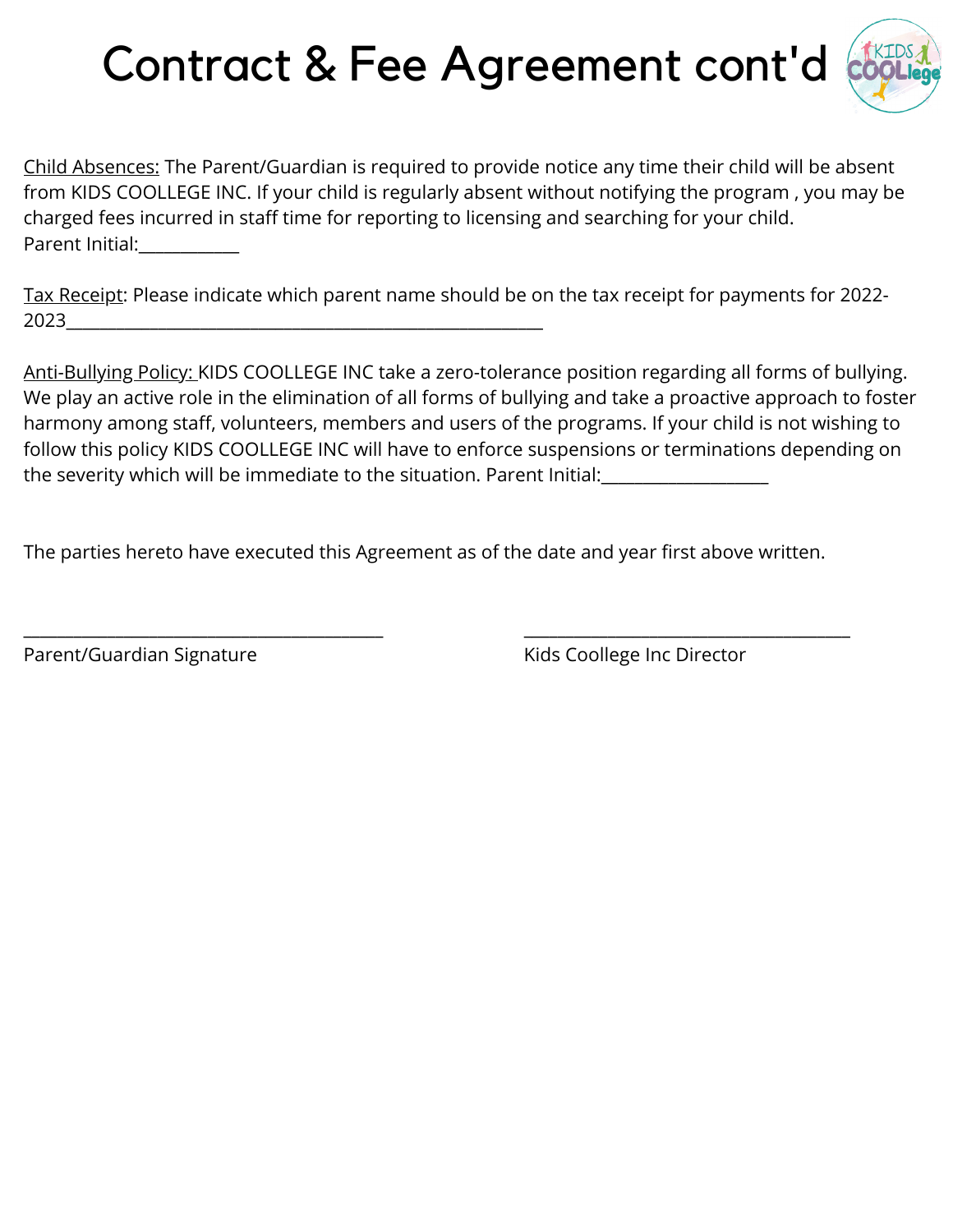# Contract & Fee Agreement cont'd

Child Absences: The Parent/Guardian is required to provide notice any time their child will be absent from KIDS COOLLEGE INC. If your child is regularly absent without notifying the program , you may be charged fees incurred in staff time for reporting to licensing and searching for your child.
Parent Initial:____________

Tax Receipt: Please indicate which parent name should be on the tax receipt for payments for 2022-2023________________________________________________________

Anti-Bullying Policy: KIDS COOLLEGE INC take a zero-tolerance position regarding all forms of bullying. We play an active role in the elimination of all forms of bullying and take a proactive approach to foster harmony among staff, volunteers, members and users of the programs. If your child is not wishing to follow this policy KIDS COOLLEGE INC will have to enforce suspensions or terminations depending on the severity which will be immediate to the situation. Parent Initial:____________________

The parties hereto have executed this Agreement as of the date and year first above written.

__________________________________________ __________________________________________

Parent/Guardian Signature Kids Coollege Inc Director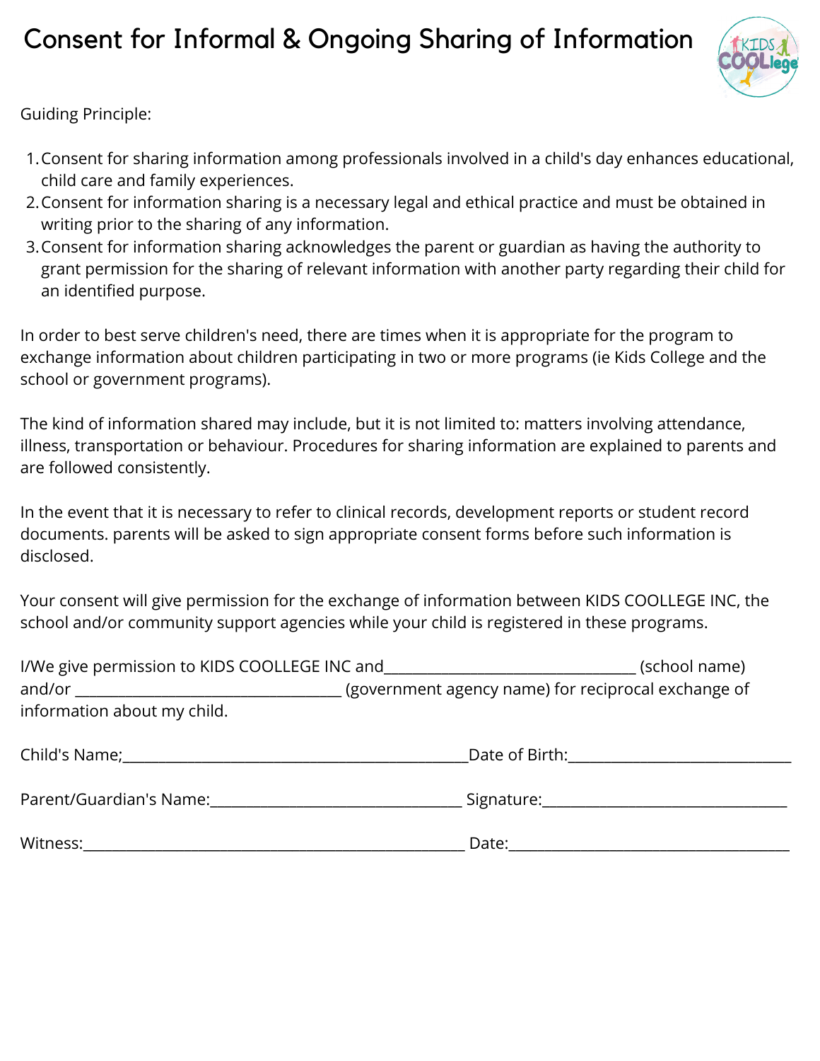# Consent for Informal & Ongoing Sharing of Information

Guiding Principle:

1. Consent for sharing information among professionals involved in a child's day enhances educational, child care and family experiences.
2. Consent for information sharing is a necessary legal and ethical practice and must be obtained in writing prior to the sharing of any information.
3. Consent for information sharing acknowledges the parent or guardian as having the authority to grant permission for the sharing of relevant information with another party regarding their child for an identified purpose.

In order to best serve children's need, there are times when it is appropriate for the program to exchange information about children participating in two or more programs (ie Kids College and the school or government programs).

The kind of information shared may include, but it is not limited to: matters involving attendance, illness, transportation or behaviour. Procedures for sharing information are explained to parents and are followed consistently.

In the event that it is necessary to refer to clinical records, development reports or student record documents. parents will be asked to sign appropriate consent forms before such information is disclosed.

Your consent will give permission for the exchange of information between KIDS COOLLEGE INC, the school and/or community support agencies while your child is registered in these programs.

I/We give permission to KIDS COOLLEGE INC and_________________________________ (school name) and/or ___________________________________ (government agency name) for reciprocal exchange of information about my child.

Child's Name;_____________________________________________Date of Birth:_____________________________

Parent/Guardian's Name:_________________________________ Signature:_______________________________

Witness:_________________________________________________ Date:_____________________________________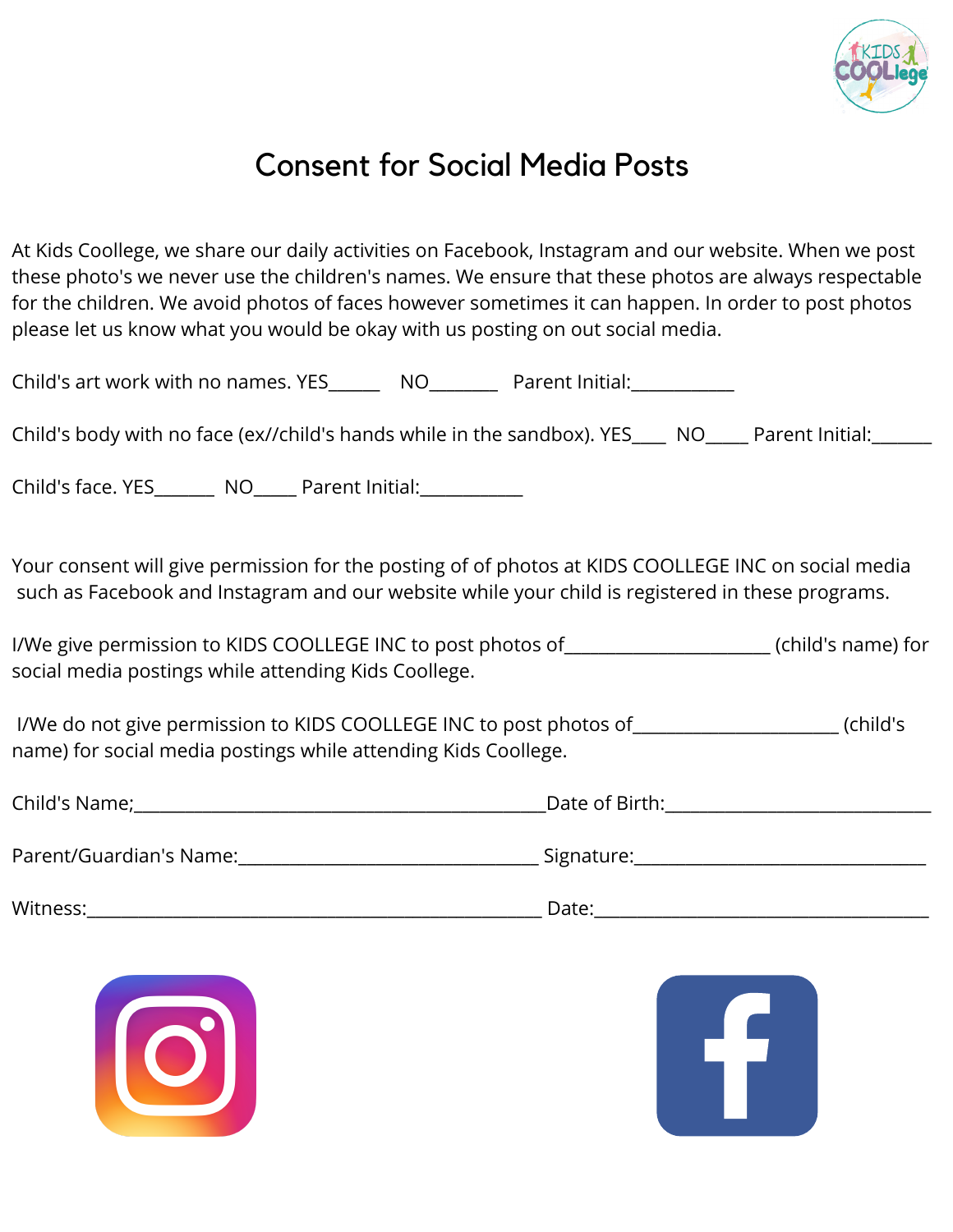# Consent for Social Media Posts

At Kids Coollege, we share our daily activities on Facebook, Instagram and our website. When we post these photo's we never use the children's names. We ensure that these photos are always respectable for the children. We avoid photos of faces however sometimes it can happen. In order to post photos please let us know what you would be okay with us posting on out social media.

Child's art work with no names. YES______ NO_______ Parent Initial:___________

Child's body with no face (ex//child's hands while in the sandbox). YES____ NO_____ Parent Initial:______

Child's face. YES_______ NO_____ Parent Initial:___________

Your consent will give permission for the posting of of photos at KIDS COOLLEGE INC on social media such as Facebook and Instagram and our website while your child is registered in these programs.

I/We give permission to KIDS COOLLEGE INC to post photos of______________________ (child's name) for social media postings while attending Kids Coollege.

I/We do not give permission to KIDS COOLLEGE INC to post photos of______________________ (child's name) for social media postings while attending Kids Coollege.

Child's Name;____________________________________________Date of Birth:____________________________

Parent/Guardian's Name:________________________________ Signature:________________________________

Witness:_________________________________________________ Date:____________________________________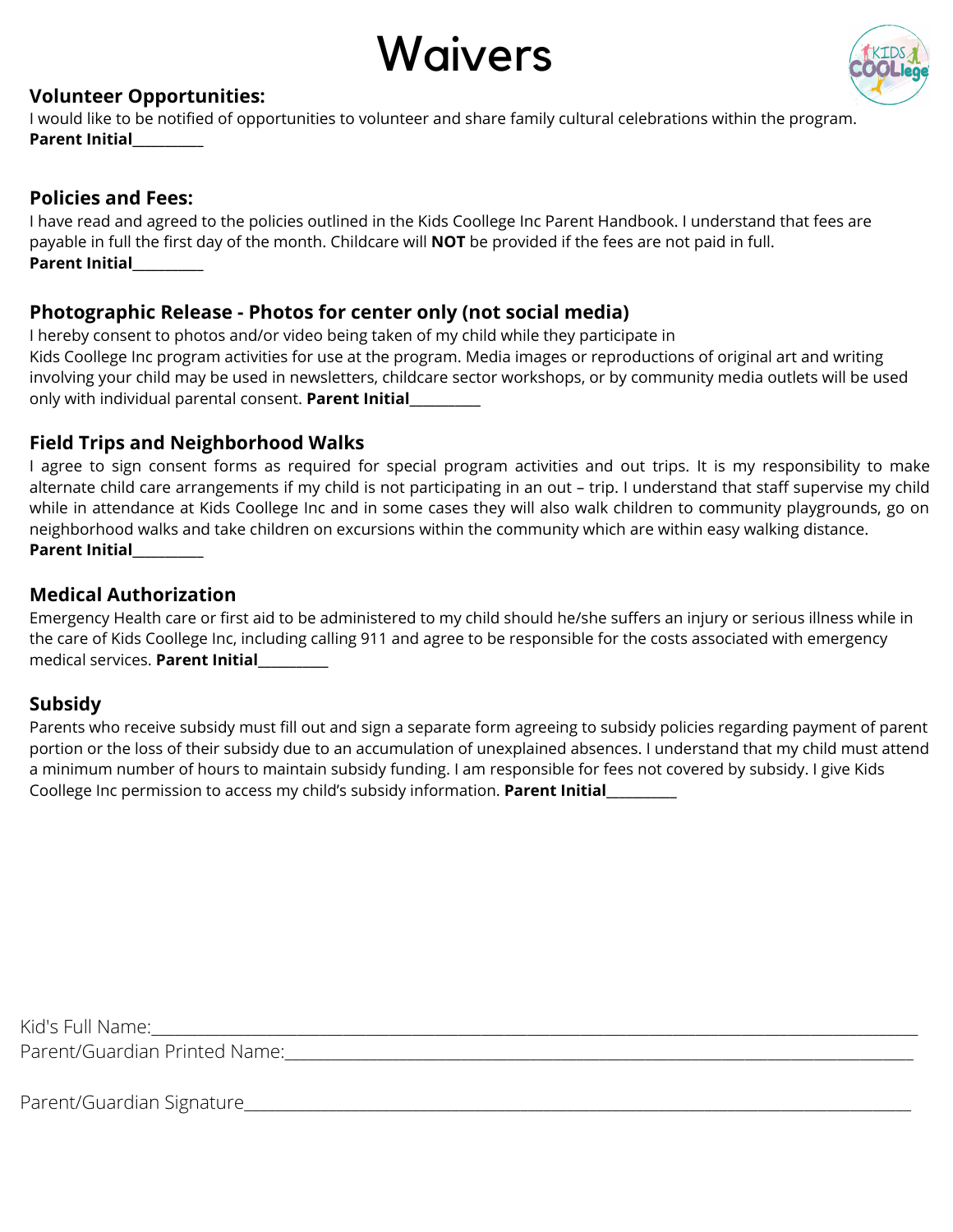# Waivers

### Volunteer Opportunities:

I would like to be notified of opportunities to volunteer and share family cultural celebrations within the program.
**Parent Initial**__________

### Policies and Fees:

I have read and agreed to the policies outlined in the Kids Coollege Inc Parent Handbook. I understand that fees are payable in full the first day of the month. Childcare will **NOT** be provided if the fees are not paid in full.
**Parent Initial**__________

### Photographic Release - Photos for center only (not social media)

I hereby consent to photos and/or video being taken of my child while they participate in Kids Coollege Inc program activities for use at the program. Media images or reproductions of original art and writing involving your child may be used in newsletters, childcare sector workshops, or by community media outlets will be used only with individual parental consent. **Parent Initial**__________

### Field Trips and Neighborhood Walks

I agree to sign consent forms as required for special program activities and out trips. It is my responsibility to make alternate child care arrangements if my child is not participating in an out – trip. I understand that staff supervise my child while in attendance at Kids Coollege Inc and in some cases they will also walk children to community playgrounds, go on neighborhood walks and take children on excursions within the community which are within easy walking distance.
**Parent Initial**__________

### Medical Authorization

Emergency Health care or first aid to be administered to my child should he/she suffers an injury or serious illness while in the care of Kids Coollege Inc, including calling 911 and agree to be responsible for the costs associated with emergency medical services. **Parent Initial**__________

### Subsidy

Parents who receive subsidy must fill out and sign a separate form agreeing to subsidy policies regarding payment of parent portion or the loss of their subsidy due to an accumulation of unexplained absences. I understand that my child must attend a minimum number of hours to maintain subsidy funding. I am responsible for fees not covered by subsidy. I give Kids Coollege Inc permission to access my child's subsidy information. **Parent Initial**__________

Kid's Full Name:______________________________________________________________

Parent/Guardian Printed Name:______________________________________________________

Parent/Guardian Signature__________________________________________________________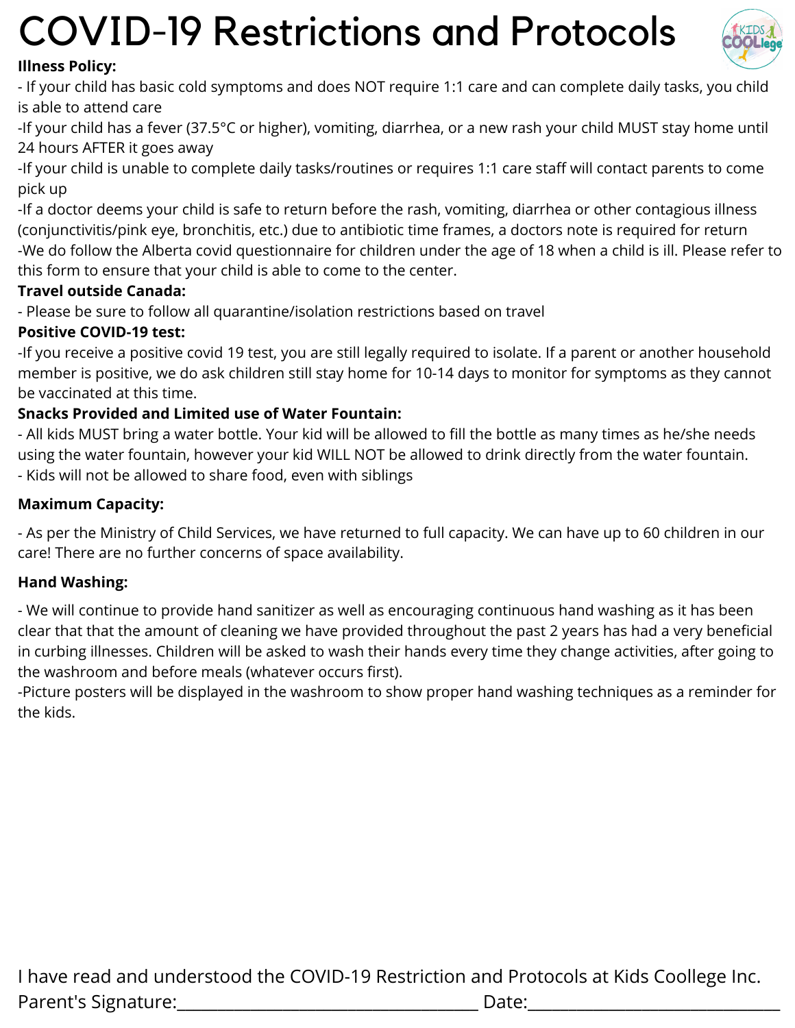# COVID-19 Restrictions and Protocols

**Illness Policy:**

- If your child has basic cold symptoms and does NOT require 1:1 care and can complete daily tasks, you child is able to attend care
- If your child has a fever (37.5°C or higher), vomiting, diarrhea, or a new rash your child MUST stay home until 24 hours AFTER it goes away
- If your child is unable to complete daily tasks/routines or requires 1:1 care staff will contact parents to come pick up
- If a doctor deems your child is safe to return before the rash, vomiting, diarrhea or other contagious illness (conjunctivitis/pink eye, bronchitis, etc.) due to antibiotic time frames, a doctors note is required for return
- We do follow the Alberta covid questionnaire for children under the age of 18 when a child is ill. Please refer to this form to ensure that your child is able to come to the center.

**Travel outside Canada:**

- Please be sure to follow all quarantine/isolation restrictions based on travel

**Positive COVID-19 test:**

- If you receive a positive covid 19 test, you are still legally required to isolate. If a parent or another household member is positive, we do ask children still stay home for 10-14 days to monitor for symptoms as they cannot be vaccinated at this time.

**Snacks Provided and Limited use of Water Fountain:**

- All kids MUST bring a water bottle. Your kid will be allowed to fill the bottle as many times as he/she needs using the water fountain, however your kid WILL NOT be allowed to drink directly from the water fountain.
- Kids will not be allowed to share food, even with siblings

**Maximum Capacity:**

- As per the Ministry of Child Services, we have returned to full capacity. We can have up to 60 children in our care! There are no further concerns of space availability.

**Hand Washing:**

- We will continue to provide hand sanitizer as well as encouraging continuous hand washing as it has been clear that that the amount of cleaning we have provided throughout the past 2 years has had a very beneficial in curbing illnesses. Children will be asked to wash their hands every time they change activities, after going to the washroom and before meals (whatever occurs first).
- Picture posters will be displayed in the washroom to show proper hand washing techniques as a reminder for the kids.

I have read and understood the COVID-19 Restriction and Protocols at Kids Coollege Inc.

Parent's Signature:______________________________ Date:_________________________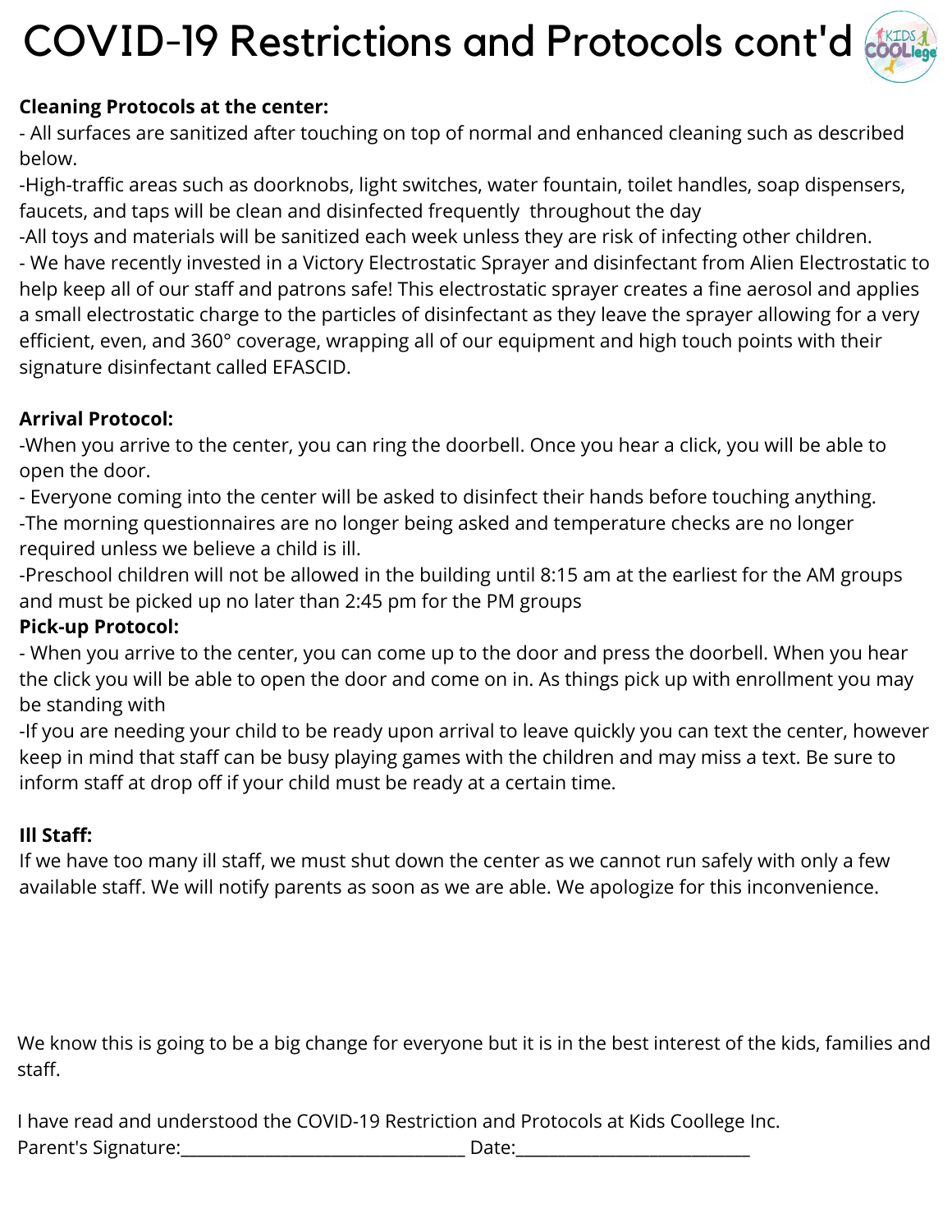# COVID-19 Restrictions and Protocols cont'd

**Cleaning Protocols at the center:**

- All surfaces are sanitized after touching on top of normal and enhanced cleaning such as described below.

-High-traffic areas such as doorknobs, light switches, water fountain, toilet handles, soap dispensers, faucets, and taps will be clean and disinfected frequently throughout the day

-All toys and materials will be sanitized each week unless they are risk of infecting other children.

- We have recently invested in a Victory Electrostatic Sprayer and disinfectant from Alien Electrostatic to help keep all of our staff and patrons safe! This electrostatic sprayer creates a fine aerosol and applies a small electrostatic charge to the particles of disinfectant as they leave the sprayer allowing for a very efficient, even, and 360° coverage, wrapping all of our equipment and high touch points with their signature disinfectant called EFASCID.

**Arrival Protocol:**

-When you arrive to the center, you can ring the doorbell. Once you hear a click, you will be able to open the door.

- Everyone coming into the center will be asked to disinfect their hands before touching anything.

-The morning questionnaires are no longer being asked and temperature checks are no longer required unless we believe a child is ill.

-Preschool children will not be allowed in the building until 8:15 am at the earliest for the AM groups and must be picked up no later than 2:45 pm for the PM groups

**Pick-up Protocol:**

- When you arrive to the center, you can come up to the door and press the doorbell. When you hear the click you will be able to open the door and come on in. As things pick up with enrollment you may be standing with

-If you are needing your child to be ready upon arrival to leave quickly you can text the center, however keep in mind that staff can be busy playing games with the children and may miss a text. Be sure to inform staff at drop off if your child must be ready at a certain time.

**Ill Staff:**

If we have too many ill staff, we must shut down the center as we cannot run safely with only a few available staff. We will notify parents as soon as we are able. We apologize for this inconvenience.

We know this is going to be a big change for everyone but it is in the best interest of the kids, families and staff.

I have read and understood the COVID-19 Restriction and Protocols at Kids Coollege Inc.

Parent's Signature:_______________________________ Date:_________________________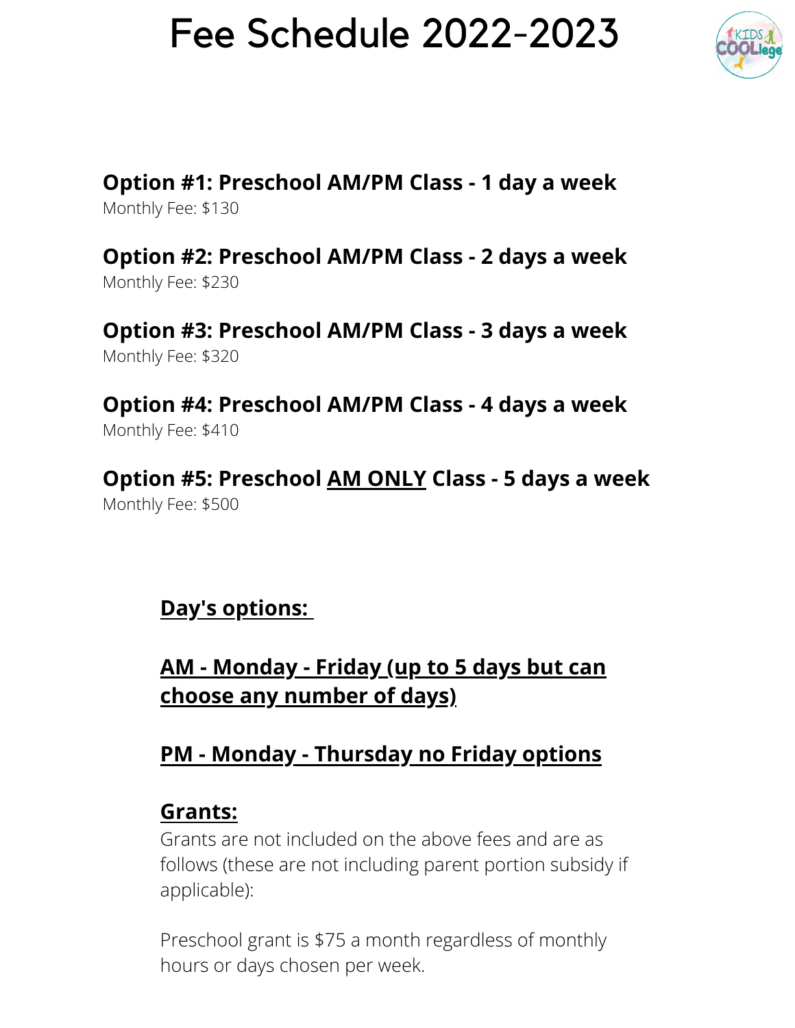# Fee Schedule 2022-2023

**Option #1: Preschool AM/PM Class - 1 day a week**
Monthly Fee: $130

**Option #2: Preschool AM/PM Class - 2 days a week**
Monthly Fee: $230

**Option #3: Preschool AM/PM Class - 3 days a week**
Monthly Fee: $320

**Option #4: Preschool AM/PM Class - 4 days a week**
Monthly Fee: $410

**Option #5: Preschool AM ONLY Class - 5 days a week**
Monthly Fee: $500

**Day's options:**

**AM - Monday - Friday (up to 5 days but can choose any number of days)**

**PM - Monday - Thursday no Friday options**

**Grants:**

Grants are not included on the above fees and are as follows (these are not including parent portion subsidy if applicable):

Preschool grant is $75 a month regardless of monthly hours or days chosen per week.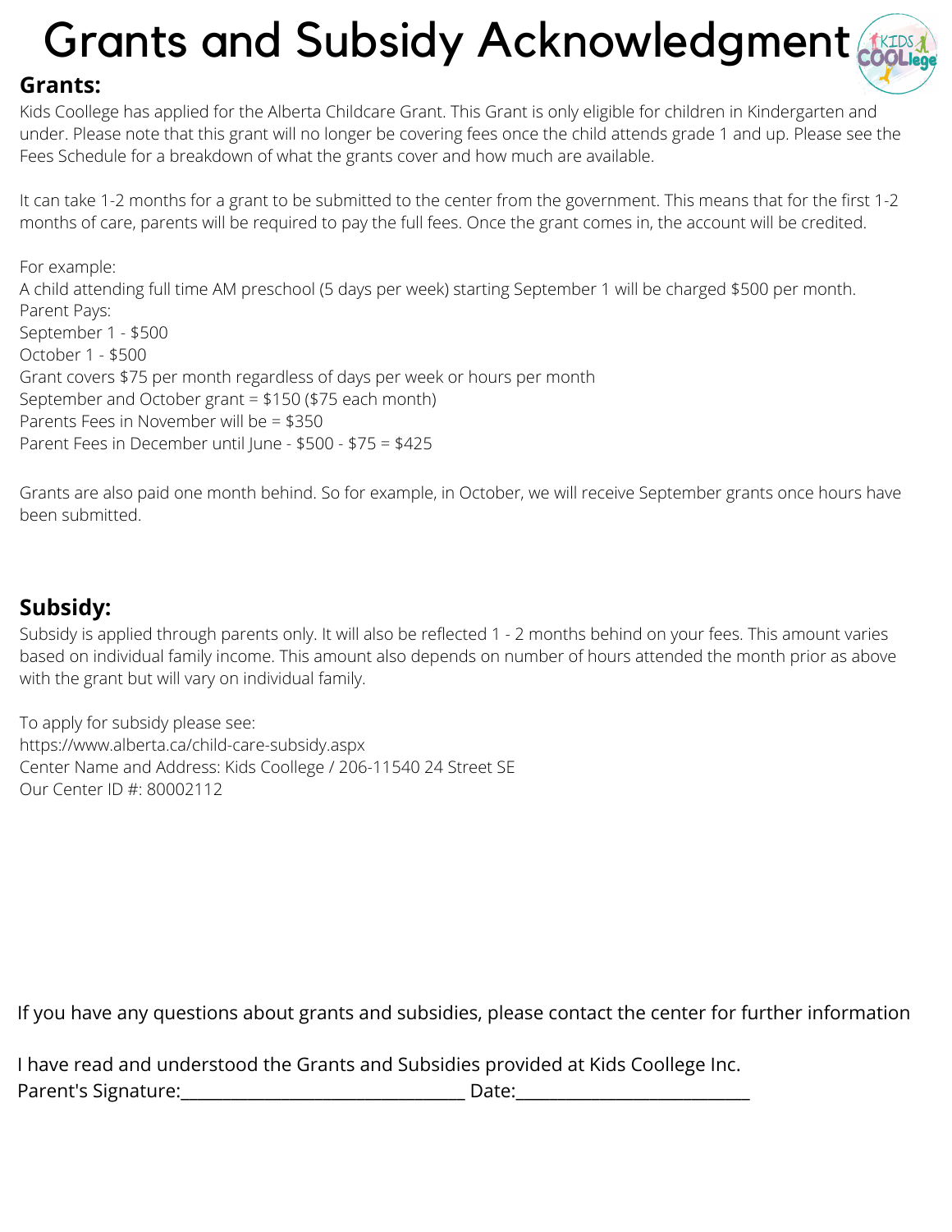# Grants and Subsidy Acknowledgment

## Grants:

Kids Coollege has applied for the Alberta Childcare Grant. This Grant is only eligible for children in Kindergarten and under. Please note that this grant will no longer be covering fees once the child attends grade 1 and up. Please see the Fees Schedule for a breakdown of what the grants cover and how much are available.

It can take 1-2 months for a grant to be submitted to the center from the government. This means that for the first 1-2 months of care, parents will be required to pay the full fees. Once the grant comes in, the account will be credited.

For example:
A child attending full time AM preschool (5 days per week) starting September 1 will be charged $500 per month.
Parent Pays:
September 1 - $500
October 1 - $500
Grant covers $75 per month regardless of days per week or hours per month
September and October grant = $150 ($75 each month)
Parents Fees in November will be = $350
Parent Fees in December until June - $500 - $75 = $425

Grants are also paid one month behind. So for example, in October, we will receive September grants once hours have been submitted.

## Subsidy:

Subsidy is applied through parents only. It will also be reflected 1 - 2 months behind on your fees. This amount varies based on individual family income. This amount also depends on number of hours attended the month prior as above with the grant but will vary on individual family.

To apply for subsidy please see:
https://www.alberta.ca/child-care-subsidy.aspx
Center Name and Address: Kids Coollege / 206-11540 24 Street SE
Our Center ID #: 80002112

If you have any questions about grants and subsidies, please contact the center for further information

I have read and understood the Grants and Subsidies provided at Kids Coollege Inc.
Parent's Signature:______________________________ Date:________________________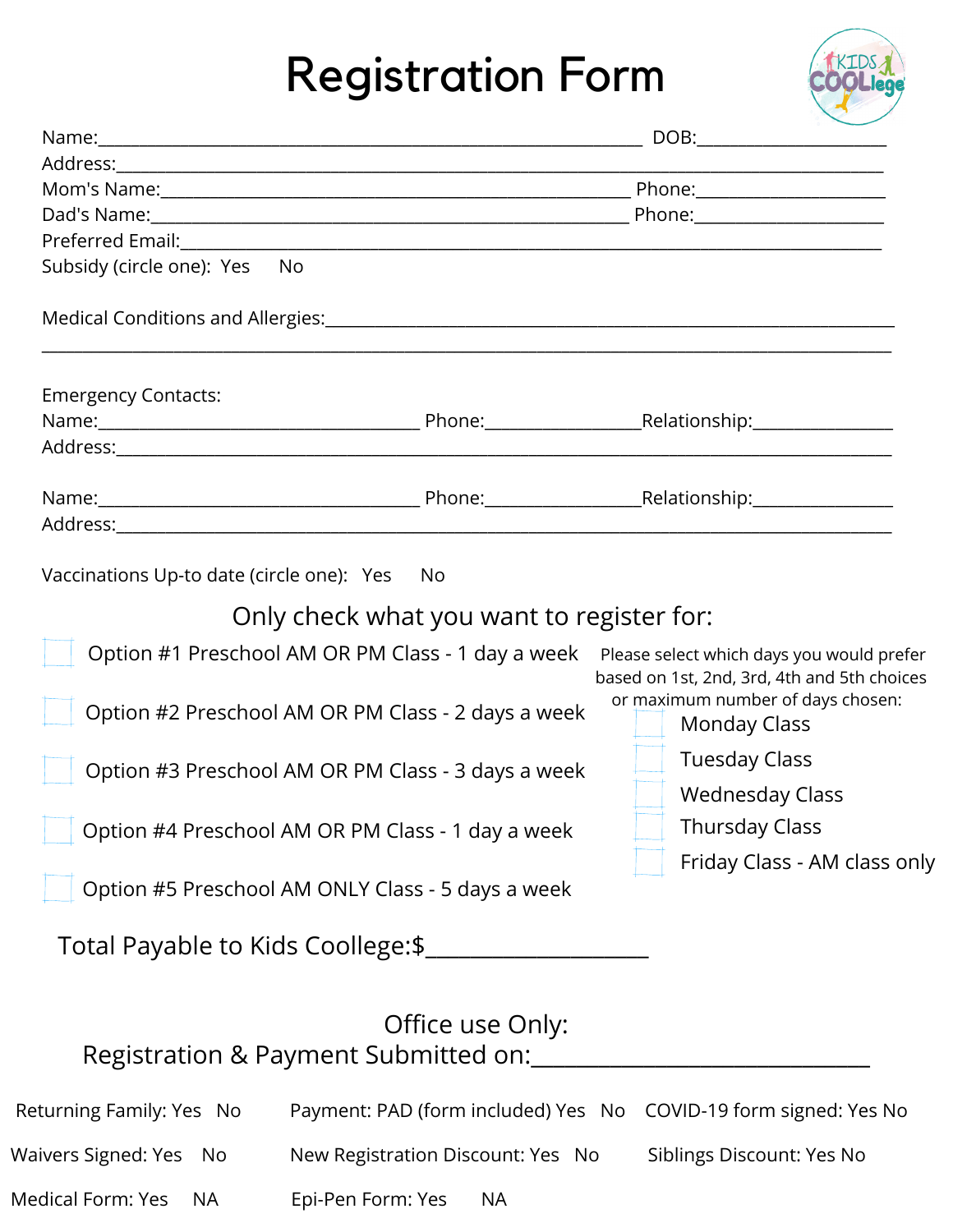# Registration Form

Name:_______________________________________________ DOB:_______________

Address:___________________________________________________________________

Mom's Name:______________________________________ Phone:_______________

Dad's Name:_______________________________________ Phone:_______________

Preferred Email:____________________________________________________________

Subsidy (circle one): Yes No

Medical Conditions and Allergies:___________________________________________

___________________________________________________________________________

Emergency Contacts:

Name:____________________________ Phone:____________Relationship:___________

Address:___________________________________________________________________

Name:____________________________ Phone:____________Relationship:___________

Address:___________________________________________________________________

Vaccinations Up-to date (circle one): Yes No

## Only check what you want to register for:

- ☐ Option #1 Preschool AM OR PM Class - 1 day a week
- ☐ Option #2 Preschool AM OR PM Class - 2 days a week
- ☐ Option #3 Preschool AM OR PM Class - 3 days a week
- ☐ Option #4 Preschool AM OR PM Class - 1 day a week
- ☐ Option #5 Preschool AM ONLY Class - 5 days a week

Please select which days you would prefer based on 1st, 2nd, 3rd, 4th and 5th choices or maximum number of days chosen:

- ☐ Monday Class
- ☐ Tuesday Class
- ☐ Wednesday Class
- ☐ Thursday Class
- ☐ Friday Class - AM class only

Total Payable to Kids Coollege:$_______________

## Office use Only:

Registration & Payment Submitted on:_______________________

Returning Family: Yes No

Payment: PAD (form included) Yes No

COVID-19 form signed: Yes No

Waivers Signed: Yes No

New Registration Discount: Yes No

Siblings Discount: Yes No

Medical Form: Yes NA

Epi-Pen Form: Yes NA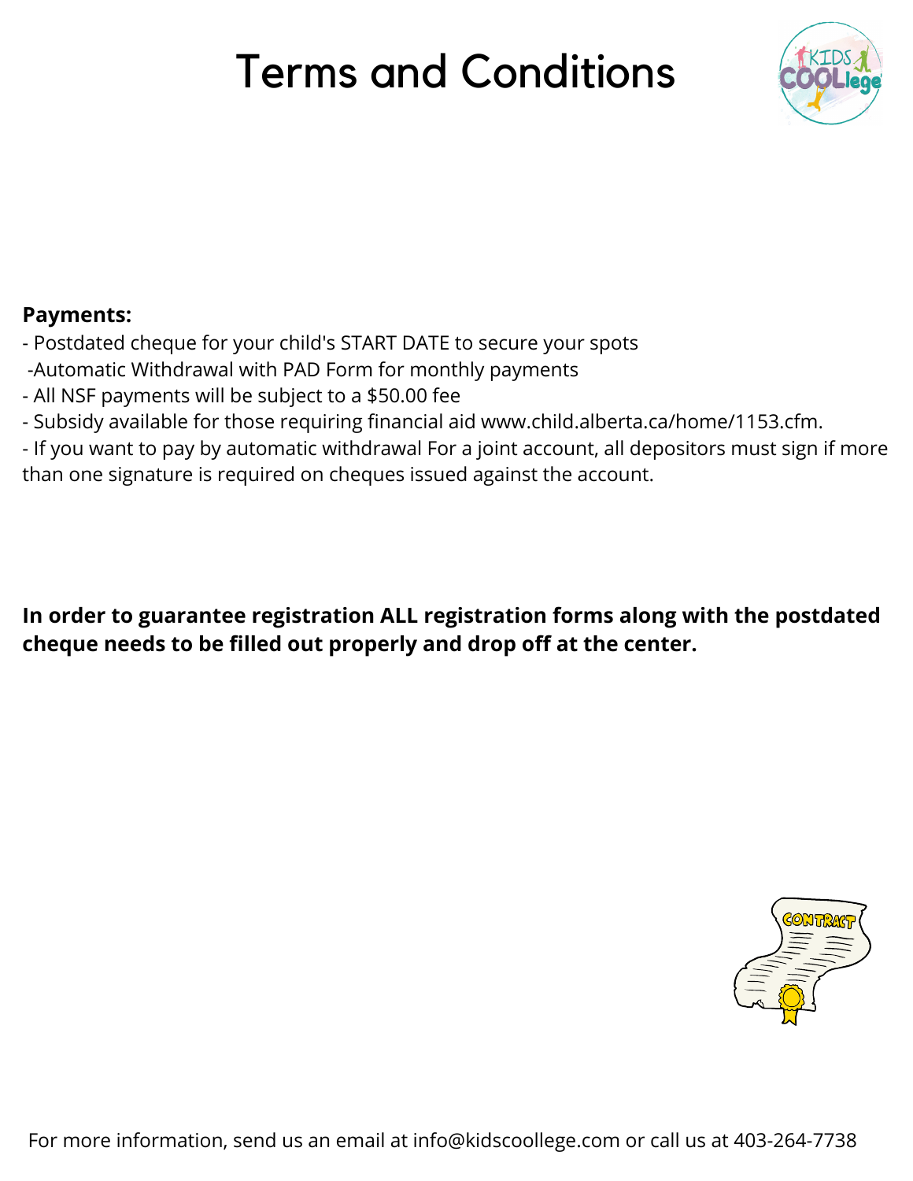# Terms and Conditions

**Payments:**

- Postdated cheque for your child's START DATE to secure your spots
-Automatic Withdrawal with PAD Form for monthly payments
- All NSF payments will be subject to a $50.00 fee
- Subsidy available for those requiring financial aid www.child.alberta.ca/home/1153.cfm.
- If you want to pay by automatic withdrawal For a joint account, all depositors must sign if more than one signature is required on cheques issued against the account.

**In order to guarantee registration ALL registration forms along with the postdated cheque needs to be filled out properly and drop off at the center.**

For more information, send us an email at info@kidscoollege.com or call us at 403-264-7738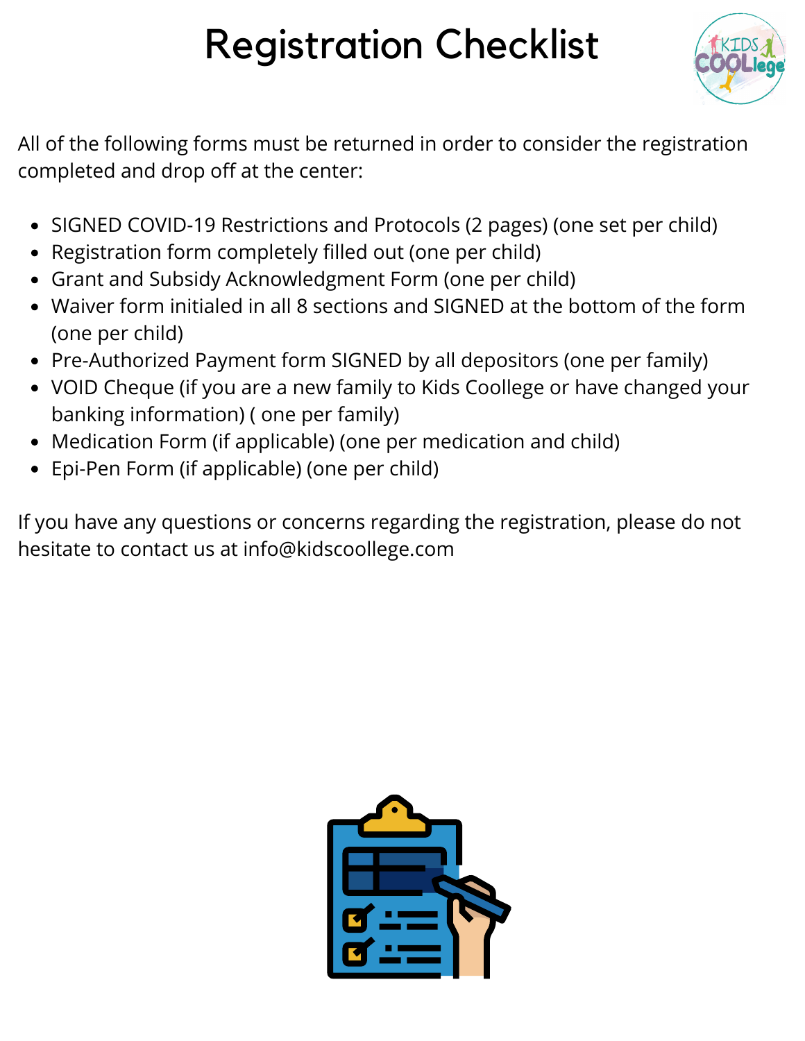# Registration Checklist

All of the following forms must be returned in order to consider the registration completed and drop off at the center:

- SIGNED COVID-19 Restrictions and Protocols (2 pages) (one set per child)
- Registration form completely filled out (one per child)
- Grant and Subsidy Acknowledgment Form (one per child)
- Waiver form initialed in all 8 sections and SIGNED at the bottom of the form (one per child)
- Pre-Authorized Payment form SIGNED by all depositors (one per family)
- VOID Cheque (if you are a new family to Kids Coollege or have changed your banking information) ( one per family)
- Medication Form (if applicable) (one per medication and child)
- Epi-Pen Form (if applicable) (one per child)

If you have any questions or concerns regarding the registration, please do not hesitate to contact us at info@kidscoollege.com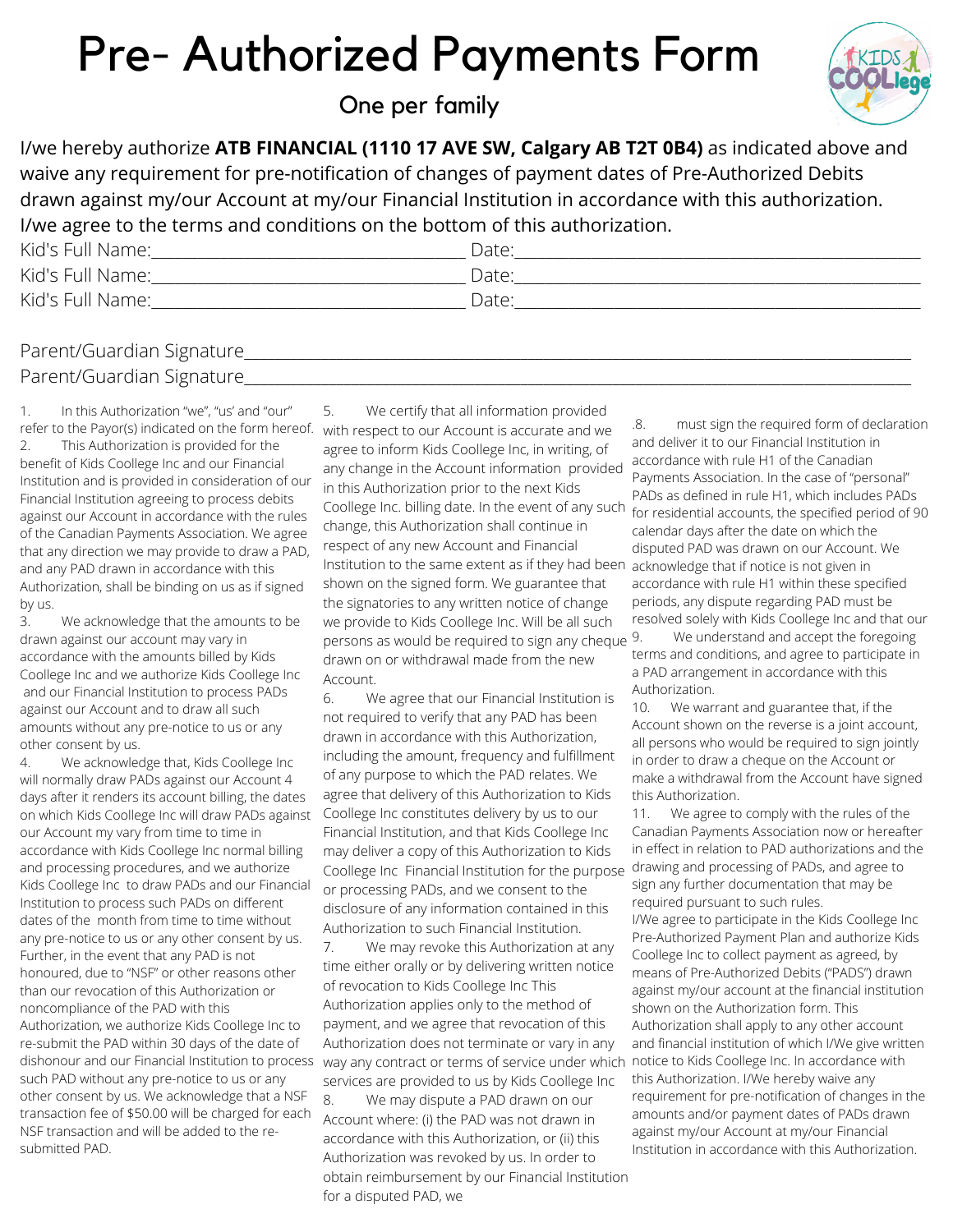# Pre- Authorized Payments Form

One per family

I/we hereby authorize **ATB FINANCIAL (1110 17 AVE SW, Calgary AB T2T 0B4)** as indicated above and waive any requirement for pre-notification of changes of payment dates of Pre-Authorized Debits drawn against my/our Account at my/our Financial Institution in accordance with this authorization. I/we agree to the terms and conditions on the bottom of this authorization.

Kid's Full Name:________________________________ Date:________________________________________

Kid's Full Name:________________________________ Date:________________________________________

Kid's Full Name:________________________________ Date:________________________________________

Parent/Guardian Signature_____________________________________________________________________

Parent/Guardian Signature_____________________________________________________________________

1. In this Authorization "we", "us' and "our" refer to the Payor(s) indicated on the form hereof.
2. This Authorization is provided for the benefit of Kids Coollege Inc and our Financial Institution and is provided in consideration of our Financial Institution agreeing to process debits against our Account in accordance with the rules of the Canadian Payments Association. We agree that any direction we may provide to draw a PAD, and any PAD drawn in accordance with this Authorization, shall be binding on us as if signed by us.
3. We acknowledge that the amounts to be drawn against our account may vary in accordance with the amounts billed by Kids Coollege Inc and we authorize Kids Coollege Inc and our Financial Institution to process PADs against our Account and to draw all such amounts without any pre-notice to us or any other consent by us.
4. We acknowledge that, Kids Coollege Inc will normally draw PADs against our Account 4 days after it renders its account billing, the dates on which Kids Coollege Inc will draw PADs against our Account my vary from time to time in accordance with Kids Coollege Inc normal billing and processing procedures, and we authorize Kids Coollege Inc to draw PADs and our Financial Institution to process such PADs on different dates of the month from time to time without any pre-notice to us or any other consent by us. Further, in the event that any PAD is not honoured, due to "NSF" or other reasons other than our revocation of this Authorization or noncompliance of the PAD with this Authorization, we authorize Kids Coollege Inc to re-submit the PAD within 30 days of the date of dishonour and our Financial Institution to process such PAD without any pre-notice to us or any other consent by us. We acknowledge that a NSF transaction fee of $50.00 will be charged for each NSF transaction and will be added to the re-submitted PAD.
5. We certify that all information provided with respect to our Account is accurate and we agree to inform Kids Coollege Inc, in writing, of any change in the Account information provided in this Authorization prior to the next Kids Coollege Inc. billing date. In the event of any such change, this Authorization shall continue in respect of any new Account and Financial Institution to the same extent as if they had been shown on the signed form. We guarantee that the signatories to any written notice of change we provide to Kids Coollege Inc. Will be all such persons as would be required to sign any cheque drawn on or withdrawal made from the new Account.
6. We agree that our Financial Institution is not required to verify that any PAD has been drawn in accordance with this Authorization, including the amount, frequency and fulfillment of any purpose to which the PAD relates. We agree that delivery of this Authorization to Kids Coollege Inc constitutes delivery by us to our Financial Institution, and that Kids Coollege Inc may deliver a copy of this Authorization to Kids Coollege Inc Financial Institution for the purpose or processing PADs, and we consent to the disclosure of any information contained in this Authorization to such Financial Institution.
7. We may revoke this Authorization at any time either orally or by delivering written notice of revocation to Kids Coollege Inc This Authorization applies only to the method of payment, and we agree that revocation of this Authorization does not terminate or vary in any way any contract or terms of service under which services are provided to us by Kids Coollege Inc
8. We may dispute a PAD drawn on our Account where: (i) the PAD was not drawn in accordance with this Authorization, or (ii) this Authorization was revoked by us. In order to obtain reimbursement by our Financial Institution for a disputed PAD, we

.8. must sign the required form of declaration and deliver it to our Financial Institution in accordance with rule H1 of the Canadian Payments Association. In the case of "personal" PADs as defined in rule H1, which includes PADs for residential accounts, the specified period of 90 calendar days after the date on which the disputed PAD was drawn on our Account. We acknowledge that if notice is not given in accordance with rule H1 within these specified periods, any dispute regarding PAD must be resolved solely with Kids Coollege Inc and that our

9. We understand and accept the foregoing terms and conditions, and agree to participate in a PAD arrangement in accordance with this Authorization.
10. We warrant and guarantee that, if the Account shown on the reverse is a joint account, all persons who would be required to sign jointly in order to draw a cheque on the Account or make a withdrawal from the Account have signed this Authorization.
11. We agree to comply with the rules of the Canadian Payments Association now or hereafter in effect in relation to PAD authorizations and the drawing and processing of PADs, and agree to sign any further documentation that may be required pursuant to such rules.

I/We agree to participate in the Kids Coollege Inc Pre-Authorized Payment Plan and authorize Kids Coollege Inc to collect payment as agreed, by means of Pre-Authorized Debits ("PADS") drawn against my/our account at the financial institution shown on the Authorization form. This Authorization shall apply to any other account and financial institution of which I/We give written notice to Kids Coollege Inc. In accordance with this Authorization. I/We hereby waive any requirement for pre-notification of changes in the amounts and/or payment dates of PADs drawn against my/our Account at my/our Financial Institution in accordance with this Authorization.